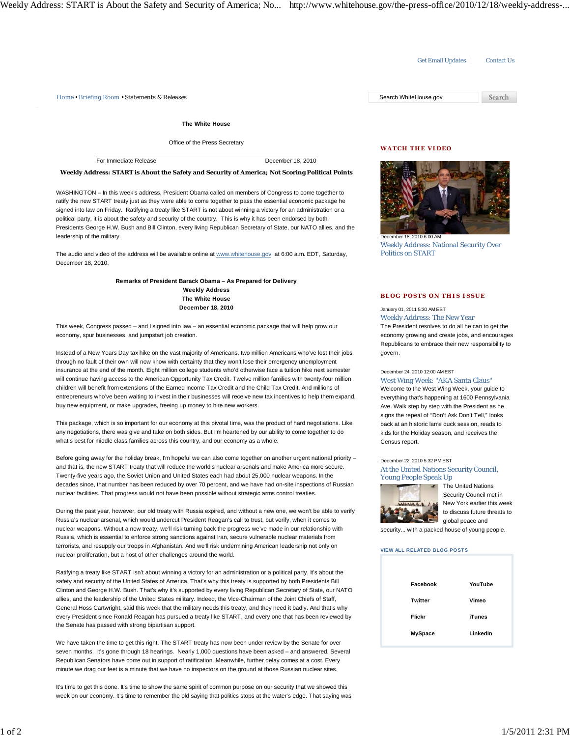Get Email Updates | Contact Us

Home • Briefing Room • Statements & Releases

Search WhiteHouse.gov Search

**The White House**

Office of the Press Secretary

For Immediate Release December 18, 2010

**Weekly Address: START is About the Safety and Security of America; Not Scoring Political Points**

WASHINGTON – In this week's address, President Obama called on members of Congress to come together to ratify the new START treaty just as they were able to come together to pass the essential economic package he signed into law on Friday. Ratifying a treaty like START is not about winning a victory for an administration or a political party, it is about the safety and security of the country. This is why it has been endorsed by both Presidents George H.W. Bush and Bill Clinton, every living Republican Secretary of State, our NATO allies, and the leadership of the military.

The audio and video of the address will be available online at www.whitehouse.gov at 6:00 a.m. EDT, Saturday, December 18, 2010.

**Remarks of President Barack Obama – As Prepared for Delivery**
**Weekly Address**
**The White House**
**December 18, 2010**

This week, Congress passed – and I signed into law – an essential economic package that will help grow our economy, spur businesses, and jumpstart job creation.

Instead of a New Years Day tax hike on the vast majority of Americans, two million Americans who've lost their jobs through no fault of their own will now know with certainty that they won't lose their emergency unemployment insurance at the end of the month. Eight million college students who'd otherwise face a tuition hike next semester will continue having access to the American Opportunity Tax Credit. Twelve million families with twenty-four million children will benefit from extensions of the Earned Income Tax Credit and the Child Tax Credit. And millions of entrepreneurs who've been waiting to invest in their businesses will receive new tax incentives to help them expand, buy new equipment, or make upgrades, freeing up money to hire new workers.

This package, which is so important for our economy at this pivotal time, was the product of hard negotiations. Like any negotiations, there was give and take on both sides. But I'm heartened by our ability to come together to do what's best for middle class families across this country, and our economy as a whole.

Before going away for the holiday break, I'm hopeful we can also come together on another urgent national priority – and that is, the new START treaty that will reduce the world's nuclear arsenals and make America more secure. Twenty-five years ago, the Soviet Union and United States each had about 25,000 nuclear weapons. In the decades since, that number has been reduced by over 70 percent, and we have had on-site inspections of Russian nuclear facilities. That progress would not have been possible without strategic arms control treaties.

During the past year, however, our old treaty with Russia expired, and without a new one, we won't be able to verify Russia's nuclear arsenal, which would undercut President Reagan's call to trust, but verify, when it comes to nuclear weapons. Without a new treaty, we'll risk turning back the progress we've made in our relationship with Russia, which is essential to enforce strong sanctions against Iran, secure vulnerable nuclear materials from terrorists, and resupply our troops in Afghanistan. And we'll risk undermining American leadership not only on nuclear proliferation, but a host of other challenges around the world.

Ratifying a treaty like START isn't about winning a victory for an administration or a political party. It's about the safety and security of the United States of America. That's why this treaty is supported by both Presidents Bill Clinton and George H.W. Bush. That's why it's supported by every living Republican Secretary of State, our NATO allies, and the leadership of the United States military. Indeed, the Vice-Chairman of the Joint Chiefs of Staff, General Hoss Cartwright, said this week that the military needs this treaty, and they need it badly. And that's why every President since Ronald Reagan has pursued a treaty like START, and every one that has been reviewed by the Senate has passed with strong bipartisan support.

We have taken the time to get this right. The START treaty has now been under review by the Senate for over seven months. It's gone through 18 hearings. Nearly 1,000 questions have been asked – and answered. Several Republican Senators have come out in support of ratification. Meanwhile, further delay comes at a cost. Every minute we drag our feet is a minute that we have no inspectors on the ground at those Russian nuclear sites.

It's time to get this done. It's time to show the same spirit of common purpose on our security that we showed this week on our economy. It's time to remember the old saying that politics stops at the water's edge. That saying was

**WATCH THE VIDEO**

December 18, 2010 6:00 AM
Weekly Address: National Security Over Politics on START

**BLOG POSTS ON THIS ISSUE**

January 01, 2011 5:30 AM EST
Weekly Address: The New Year
The President resolves to do all he can to get the economy growing and create jobs, and encourages Republicans to embrace their new responsibility to govern.

December 24, 2010 12:00 AM EST
West Wing Week: "AKA Santa Claus"
Welcome to the West Wing Week, your guide to everything that's happening at 1600 Pennsylvania Ave. Walk step by step with the President as he signs the repeal of "Don't Ask Don't Tell," looks back at an historic lame duck session, reads to kids for the Holiday season, and receives the Census report.

December 22, 2010 5:32 PM EST
At the United Nations Security Council, Young People Speak Up
The United Nations Security Council met in New York earlier this week to discuss future threats to global peace and security... with a packed house of young people.

VIEW ALL RELATED BLOG POSTS

| | |
|---|---|
| Facebook | YouTube |
| Twitter | Vimeo |
| Flickr | iTunes |
| MySpace | LinkedIn |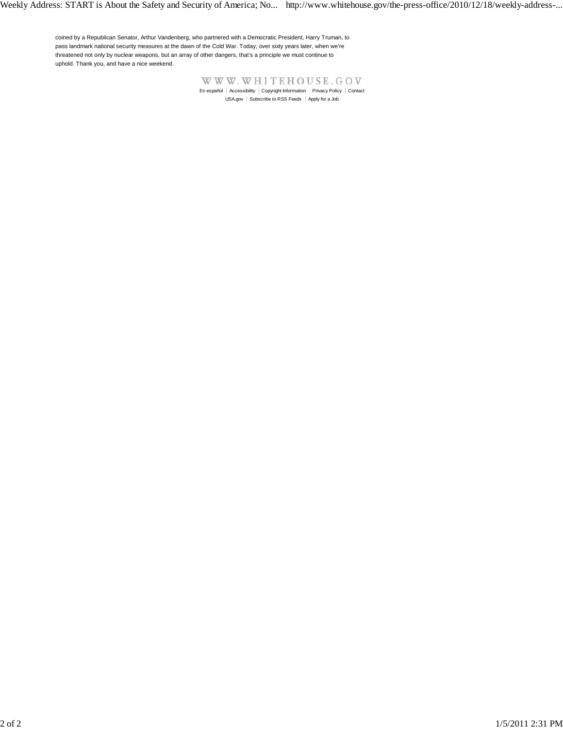coined by a Republican Senator, Arthur Vandenberg, who partnered with a Democratic President, Harry Truman, to pass landmark national security measures at the dawn of the Cold War. Today, over sixty years later, when we're threatened not only by nuclear weapons, but an array of other dangers, that's a principle we must continue to uphold. Thank you, and have a nice weekend.

WWW.WHITEHOUSE.GOV

En español | Accessibility | Copyright Information | Privacy Policy | Contact
USA.gov | Subscribe to RSS Feeds | Apply for a Job